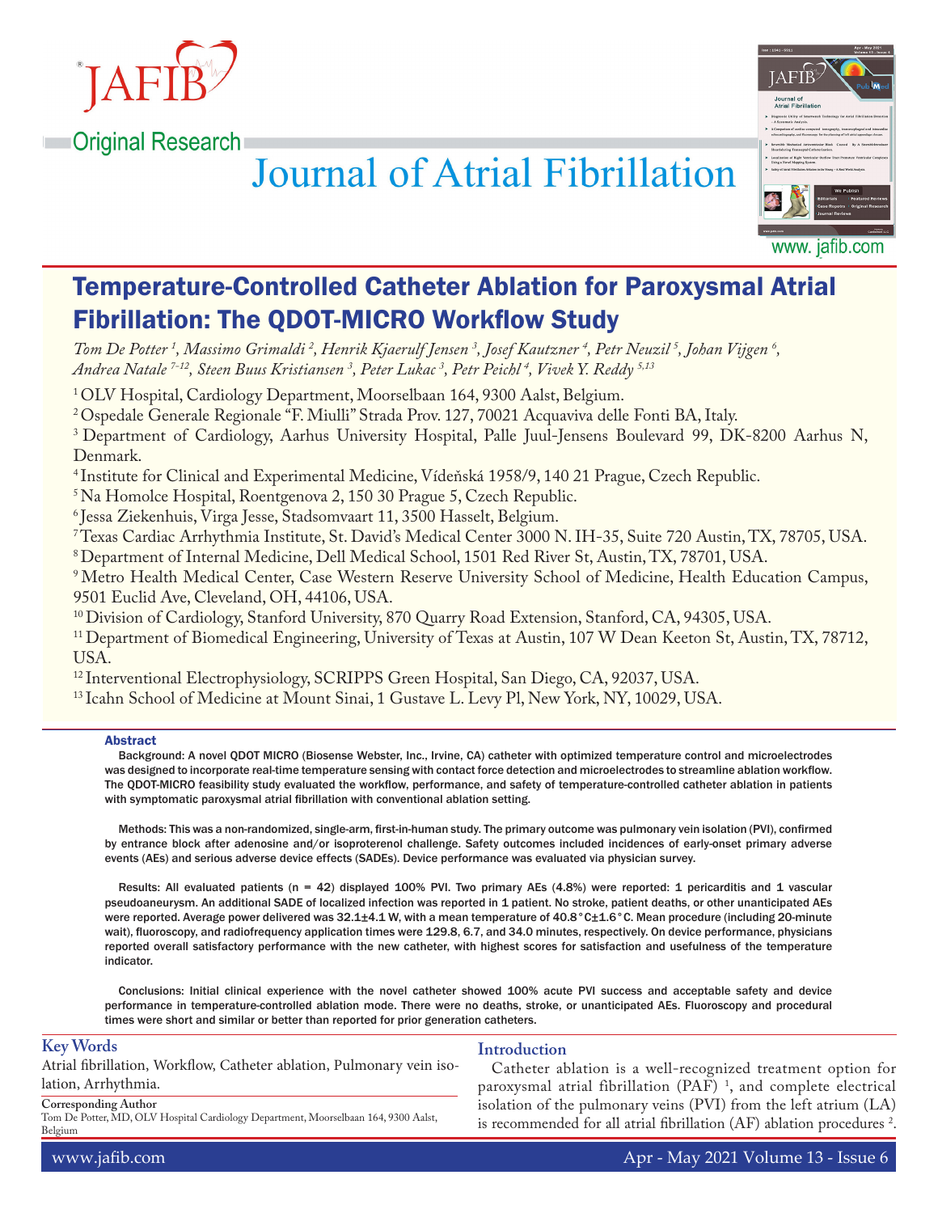Original Research

# Temperature-Controlled Catheter Ablation for Paroxysmal Atrial Fibrillation: The QDOT-MICRO Workflow Study

*Tom De Potter [1], Massimo Grimaldi [2], Henrik Kjaerulf Jensen [3], Josef Kautzner [4], Petr Neuzil [5], Johan Vijgen [6], Andrea Natale [7-12], Steen Buus Kristiansen [3], Peter Lukac [3], Petr Peichl [4], Vivek Y. Reddy [5,13]*

[1] OLV Hospital, Cardiology Department, Moorselbaan 164, 9300 Aalst, Belgium.
[2] Ospedale Generale Regionale "F. Miulli" Strada Prov. 127, 70021 Acquaviva delle Fonti BA, Italy.
[3] Department of Cardiology, Aarhus University Hospital, Palle Juul-Jensens Boulevard 99, DK-8200 Aarhus N, Denmark.
[4] Institute for Clinical and Experimental Medicine, Vídeňská 1958/9, 140 21 Prague, Czech Republic.
[5] Na Homolce Hospital, Roentgenova 2, 150 30 Prague 5, Czech Republic.
[6] Jessa Ziekenhuis, Virga Jesse, Stadsomvaart 11, 3500 Hasselt, Belgium.
[7] Texas Cardiac Arrhythmia Institute, St. David's Medical Center 3000 N. IH-35, Suite 720 Austin, TX, 78705, USA.
[8] Department of Internal Medicine, Dell Medical School, 1501 Red River St, Austin, TX, 78701, USA.
[9] Metro Health Medical Center, Case Western Reserve University School of Medicine, Health Education Campus, 9501 Euclid Ave, Cleveland, OH, 44106, USA.
[10] Division of Cardiology, Stanford University, 870 Quarry Road Extension, Stanford, CA, 94305, USA.
[11] Department of Biomedical Engineering, University of Texas at Austin, 107 W Dean Keeton St, Austin, TX, 78712, USA.
[12] Interventional Electrophysiology, SCRIPPS Green Hospital, San Diego, CA, 92037, USA.
[13] Icahn School of Medicine at Mount Sinai, 1 Gustave L. Levy Pl, New York, NY, 10029, USA.

## Abstract

Background: A novel QDOT MICRO (Biosense Webster, Inc., Irvine, CA) catheter with optimized temperature control and microelectrodes was designed to incorporate real-time temperature sensing with contact force detection and microelectrodes to streamline ablation workflow. The QDOT-MICRO feasibility study evaluated the workflow, performance, and safety of temperature-controlled catheter ablation in patients with symptomatic paroxysmal atrial fibrillation with conventional ablation setting.

Methods: This was a non-randomized, single-arm, first-in-human study. The primary outcome was pulmonary vein isolation (PVI), confirmed by entrance block after adenosine and/or isoproterenol challenge. Safety outcomes included incidences of early-onset primary adverse events (AEs) and serious adverse device effects (SADEs). Device performance was evaluated via physician survey.

Results: All evaluated patients (n = 42) displayed 100% PVI. Two primary AEs (4.8%) were reported: 1 pericarditis and 1 vascular pseudoaneurysm. An additional SADE of localized infection was reported in 1 patient. No stroke, patient deaths, or other unanticipated AEs were reported. Average power delivered was 32.1±4.1 W, with a mean temperature of 40.8°C±1.6°C. Mean procedure (including 20-minute wait), fluoroscopy, and radiofrequency application times were 129.8, 6.7, and 34.0 minutes, respectively. On device performance, physicians reported overall satisfactory performance with the new catheter, with highest scores for satisfaction and usefulness of the temperature indicator.

Conclusions: Initial clinical experience with the novel catheter showed 100% acute PVI success and acceptable safety and device performance in temperature-controlled ablation mode. There were no deaths, stroke, or unanticipated AEs. Fluoroscopy and procedural times were short and similar or better than reported for prior generation catheters.

## Key Words

Atrial fibrillation, Workflow, Catheter ablation, Pulmonary vein isolation, Arrhythmia.

**Corresponding Author**
Tom De Potter, MD, OLV Hospital Cardiology Department, Moorselbaan 164, 9300 Aalst, Belgium

## Introduction

Catheter ablation is a well-recognized treatment option for paroxysmal atrial fibrillation (PAF) [1], and complete electrical isolation of the pulmonary veins (PVI) from the left atrium (LA) is recommended for all atrial fibrillation (AF) ablation procedures [2].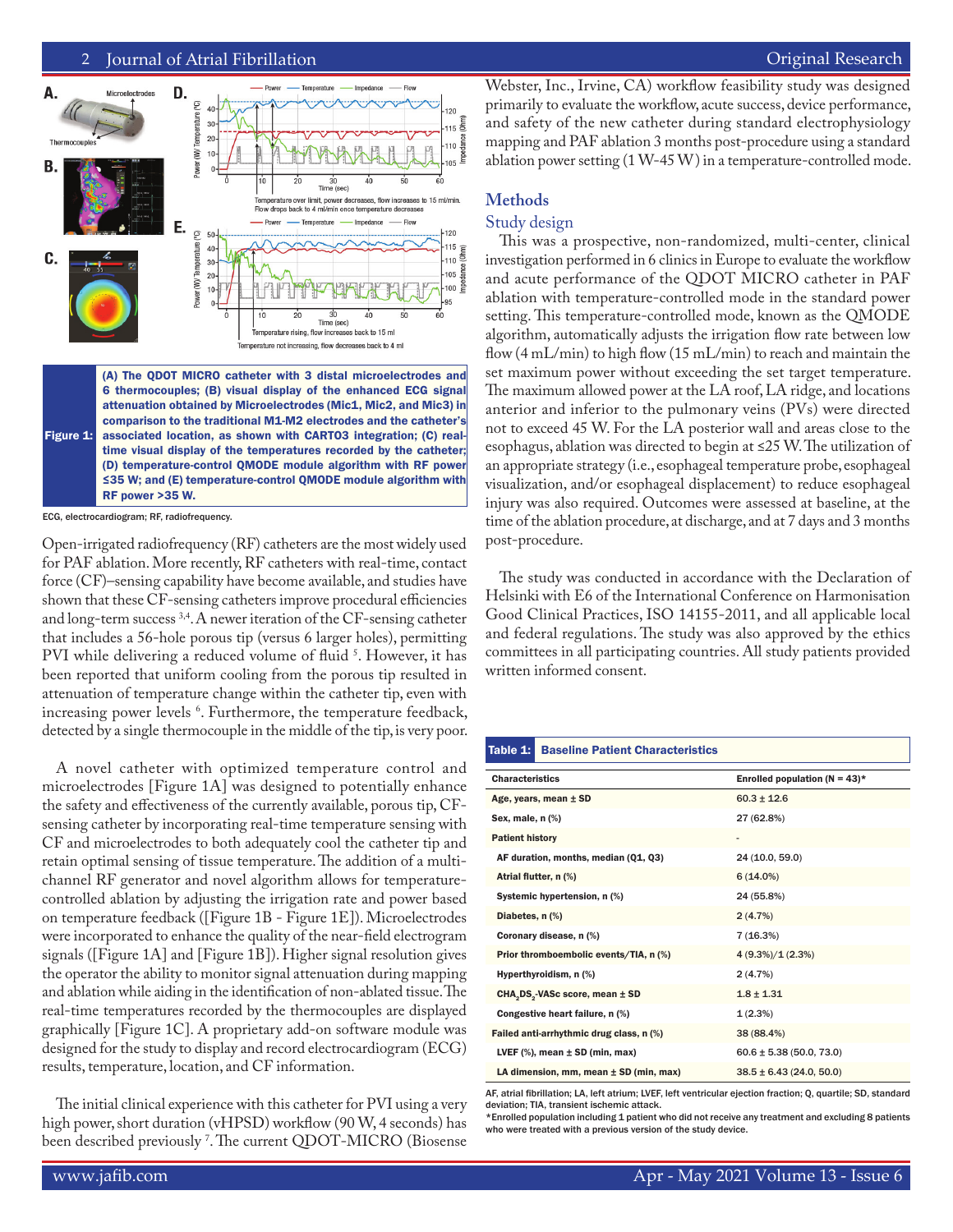Figure 1: (A) The QDOT MICRO catheter with 3 distal microelectrodes and 6 thermocouples; (B) visual display of the enhanced ECG signal attenuation obtained by Microelectrodes (Mic1, Mic2, and Mic3) in comparison to the traditional M1-M2 electrodes and the catheter's associated location, as shown with CARTO3 integration; (C) real-time visual display of the temperatures recorded by the catheter; (D) temperature-control QMODE module algorithm with RF power ≤35 W; and (E) temperature-control QMODE module algorithm with RF power >35 W.

ECG, electrocardiogram; RF, radiofrequency.

Open-irrigated radiofrequency (RF) catheters are the most widely used for PAF ablation. More recently, RF catheters with real-time, contact force (CF)–sensing capability have become available, and studies have shown that these CF-sensing catheters improve procedural efficiencies and long-term success [3,4]. A newer iteration of the CF-sensing catheter that includes a 56-hole porous tip (versus 6 larger holes), permitting PVI while delivering a reduced volume of fluid [5]. However, it has been reported that uniform cooling from the porous tip resulted in attenuation of temperature change within the catheter tip, even with increasing power levels [6]. Furthermore, the temperature feedback, detected by a single thermocouple in the middle of the tip, is very poor.

A novel catheter with optimized temperature control and microelectrodes [Figure 1A] was designed to potentially enhance the safety and effectiveness of the currently available, porous tip, CF-sensing catheter by incorporating real-time temperature sensing with CF and microelectrodes to both adequately cool the catheter tip and retain optimal sensing of tissue temperature. The addition of a multi-channel RF generator and novel algorithm allows for temperature-controlled ablation by adjusting the irrigation rate and power based on temperature feedback ([Figure 1B - Figure 1E]). Microelectrodes were incorporated to enhance the quality of the near-field electrogram signals ([Figure 1A] and [Figure 1B]). Higher signal resolution gives the operator the ability to monitor signal attenuation during mapping and ablation while aiding in the identification of non-ablated tissue. The real-time temperatures recorded by the thermocouples are displayed graphically [Figure 1C]. A proprietary add-on software module was designed for the study to display and record electrocardiogram (ECG) results, temperature, location, and CF information.

The initial clinical experience with this catheter for PVI using a very high power, short duration (vHPSD) workflow (90 W, 4 seconds) has been described previously [7]. The current QDOT-MICRO (Biosense Webster, Inc., Irvine, CA) workflow feasibility study was designed primarily to evaluate the workflow, acute success, device performance, and safety of the new catheter during standard electrophysiology mapping and PAF ablation 3 months post-procedure using a standard ablation power setting (1 W-45 W) in a temperature-controlled mode.

## Methods

### Study design

This was a prospective, non-randomized, multi-center, clinical investigation performed in 6 clinics in Europe to evaluate the workflow and acute performance of the QDOT MICRO catheter in PAF ablation with temperature-controlled mode in the standard power setting. This temperature-controlled mode, known as the QMODE algorithm, automatically adjusts the irrigation flow rate between low flow (4 mL/min) to high flow (15 mL/min) to reach and maintain the set maximum power without exceeding the set target temperature. The maximum allowed power at the LA roof, LA ridge, and locations anterior and inferior to the pulmonary veins (PVs) were directed not to exceed 45 W. For the LA posterior wall and areas close to the esophagus, ablation was directed to begin at ≤25 W. The utilization of an appropriate strategy (i.e., esophageal temperature probe, esophageal visualization, and/or esophageal displacement) to reduce esophageal injury was also required. Outcomes were assessed at baseline, at the time of the ablation procedure, at discharge, and at 7 days and 3 months post-procedure.

The study was conducted in accordance with the Declaration of Helsinki with E6 of the International Conference on Harmonisation Good Clinical Practices, ISO 14155-2011, and all applicable local and federal regulations. The study was also approved by the ethics committees in all participating countries. All study patients provided written informed consent.

**Table 1: Baseline Patient Characteristics**

| Characteristics | Enrolled population (N = 43)* |
|---|---|
| Age, years, mean ± SD | 60.3 ± 12.6 |
| Sex, male, n (%) | 27 (62.8%) |
| Patient history | - |
| AF duration, months, median (Q1, Q3) | 24 (10.0, 59.0) |
| Atrial flutter, n (%) | 6 (14.0%) |
| Systemic hypertension, n (%) | 24 (55.8%) |
| Diabetes, n (%) | 2 (4.7%) |
| Coronary disease, n (%) | 7 (16.3%) |
| Prior thromboembolic events/TIA, n (%) | 4 (9.3%)/1 (2.3%) |
| Hyperthyroidism, n (%) | 2 (4.7%) |
| $CHA_2DS_2$-VASc score, mean ± SD | 1.8 ± 1.31 |
| Congestive heart failure, n (%) | 1 (2.3%) |
| Failed anti-arrhythmic drug class, n (%) | 38 (88.4%) |
| LVEF (%), mean ± SD (min, max) | 60.6 ± 5.38 (50.0, 73.0) |
| LA dimension, mm, mean ± SD (min, max) | 38.5 ± 6.43 (24.0, 50.0) |

AF, atrial fibrillation; LA, left atrium; LVEF, left ventricular ejection fraction; Q, quartile; SD, standard deviation; TIA, transient ischemic attack.
*Enrolled population including 1 patient who did not receive any treatment and excluding 8 patients who were treated with a previous version of the study device.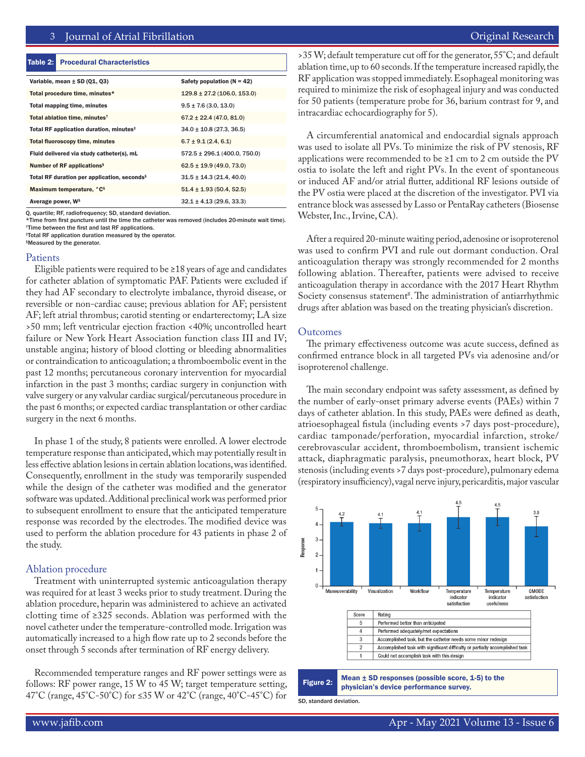**Table 2: Procedural Characteristics**

| Variable, mean ± SD (Q1, Q3) | Safety population (N = 42) |
|---|---|
| Total procedure time, minutes* | 129.8 ± 27.2 (106.0, 153.0) |
| Total mapping time, minutes | 9.5 ± 7.6 (3.0, 13.0) |
| Total ablation time, minutes† | 67.2 ± 22.4 (47.0, 81.0) |
| Total RF application duration, minutes‡ | 34.0 ± 10.8 (27.3, 36.5) |
| Total fluoroscopy time, minutes | 6.7 ± 9.1 (2.4, 6.1) |
| Fluid delivered via study catheter(s), mL | 572.5 ± 296.1 (400.0, 750.0) |
| Number of RF applications§ | 62.5 ± 19.9 (49.0, 73.0) |
| Total RF duration per application, seconds§ | 31.5 ± 14.3 (21.4, 40.0) |
| Maximum temperature, °C§ | 51.4 ± 1.93 (50.4, 52.5) |
| Average power, W§ | 32.1 ± 4.13 (29.6, 33.3) |

Q, quartile; RF, radiofrequency; SD, standard deviation.
*Time from first puncture until the time the catheter was removed (includes 20-minute wait time).
†Time between the first and last RF applications.
‡Total RF application duration measured by the operator.
§Measured by the generator.

## Patients

Eligible patients were required to be ≥18 years of age and candidates for catheter ablation of symptomatic PAF. Patients were excluded if they had AF secondary to electrolyte imbalance, thyroid disease, or reversible or non-cardiac cause; previous ablation for AF; persistent AF; left atrial thrombus; carotid stenting or endarterectomy; LA size >50 mm; left ventricular ejection fraction <40%; uncontrolled heart failure or New York Heart Association function class III and IV; unstable angina; history of blood clotting or bleeding abnormalities or contraindication to anticoagulation; a thromboembolic event in the past 12 months; percutaneous coronary intervention for myocardial infarction in the past 3 months; cardiac surgery in conjunction with valve surgery or any valvular cardiac surgical/percutaneous procedure in the past 6 months; or expected cardiac transplantation or other cardiac surgery in the next 6 months.

In phase 1 of the study, 8 patients were enrolled. A lower electrode temperature response than anticipated, which may potentially result in less effective ablation lesions in certain ablation locations, was identified. Consequently, enrollment in the study was temporarily suspended while the design of the catheter was modified and the generator software was updated. Additional preclinical work was performed prior to subsequent enrollment to ensure that the anticipated temperature response was recorded by the electrodes. The modified device was used to perform the ablation procedure for 43 patients in phase 2 of the study.

## Ablation procedure

Treatment with uninterrupted systemic anticoagulation therapy was required for at least 3 weeks prior to study treatment. During the ablation procedure, heparin was administered to achieve an activated clotting time of ≥325 seconds. Ablation was performed with the novel catheter under the temperature-controlled mode. Irrigation was automatically increased to a high flow rate up to 2 seconds before the onset through 5 seconds after termination of RF energy delivery.

Recommended temperature ranges and RF power settings were as follows: RF power range, 15 W to 45 W; target temperature setting, 47°C (range, 45°C-50°C) for ≤35 W or 42°C (range, 40°C-45°C) for >35 W; default temperature cut off for the generator, 55°C; and default ablation time, up to 60 seconds. If the temperature increased rapidly, the RF application was stopped immediately. Esophageal monitoring was required to minimize the risk of esophageal injury and was conducted for 50 patients (temperature probe for 36, barium contrast for 9, and intracardiac echocardiography for 5).

A circumferential anatomical and endocardial signals approach was used to isolate all PVs. To minimize the risk of PV stenosis, RF applications were recommended to be ≥1 cm to 2 cm outside the PV ostia to isolate the left and right PVs. In the event of spontaneous or induced AF and/or atrial flutter, additional RF lesions outside of the PV ostia were placed at the discretion of the investigator. PVI via entrance block was assessed by Lasso or PentaRay catheters (Biosense Webster, Inc., Irvine, CA).

After a required 20-minute waiting period, adenosine or isoproterenol was used to confirm PVI and rule out dormant conduction. Oral anticoagulation therapy was strongly recommended for 2 months following ablation. Thereafter, patients were advised to receive anticoagulation therapy in accordance with the 2017 Heart Rhythm Society consensus statement[8]. The administration of antiarrhythmic drugs after ablation was based on the treating physician's discretion.

## Outcomes

The primary effectiveness outcome was acute success, defined as confirmed entrance block in all targeted PVs via adenosine and/or isoproterenol challenge.

The main secondary endpoint was safety assessment, as defined by the number of early-onset primary adverse events (PAEs) within 7 days of catheter ablation. In this study, PAEs were defined as death, atrioesophageal fistula (including events >7 days post-procedure), cardiac tamponade/perforation, myocardial infarction, stroke/cerebrovascular accident, thromboembolism, transient ischemic attack, diaphragmatic paralysis, pneumothorax, heart block, PV stenosis (including events >7 days post-procedure), pulmonary edema (respiratory insufficiency), vagal nerve injury, pericarditis, major vascular

| Item | Mean response |
|---|---|
| Maneuverability | 4.2 |
| Visualization | 4.1 |
| Workflow | 4.1 |
| Temperature indicator satisfaction | 4.5 |
| Temperature indicator usefulness | 4.5 |
| QMODE satisfaction | 3.9 |

| Score | Rating |
|---|---|
| 5 | Performed better than anticipated |
| 4 | Performed adequately/met expectations |
| 3 | Accomplished task, but the catheter needs some minor redesign |
| 2 | Accomplished task with significant difficulty or partially accomplished task |
| 1 | Could not accomplish task with this design |

**Figure 2:** Mean ± SD responses (possible score, 1-5) to the physician's device performance survey.

SD, standard deviation.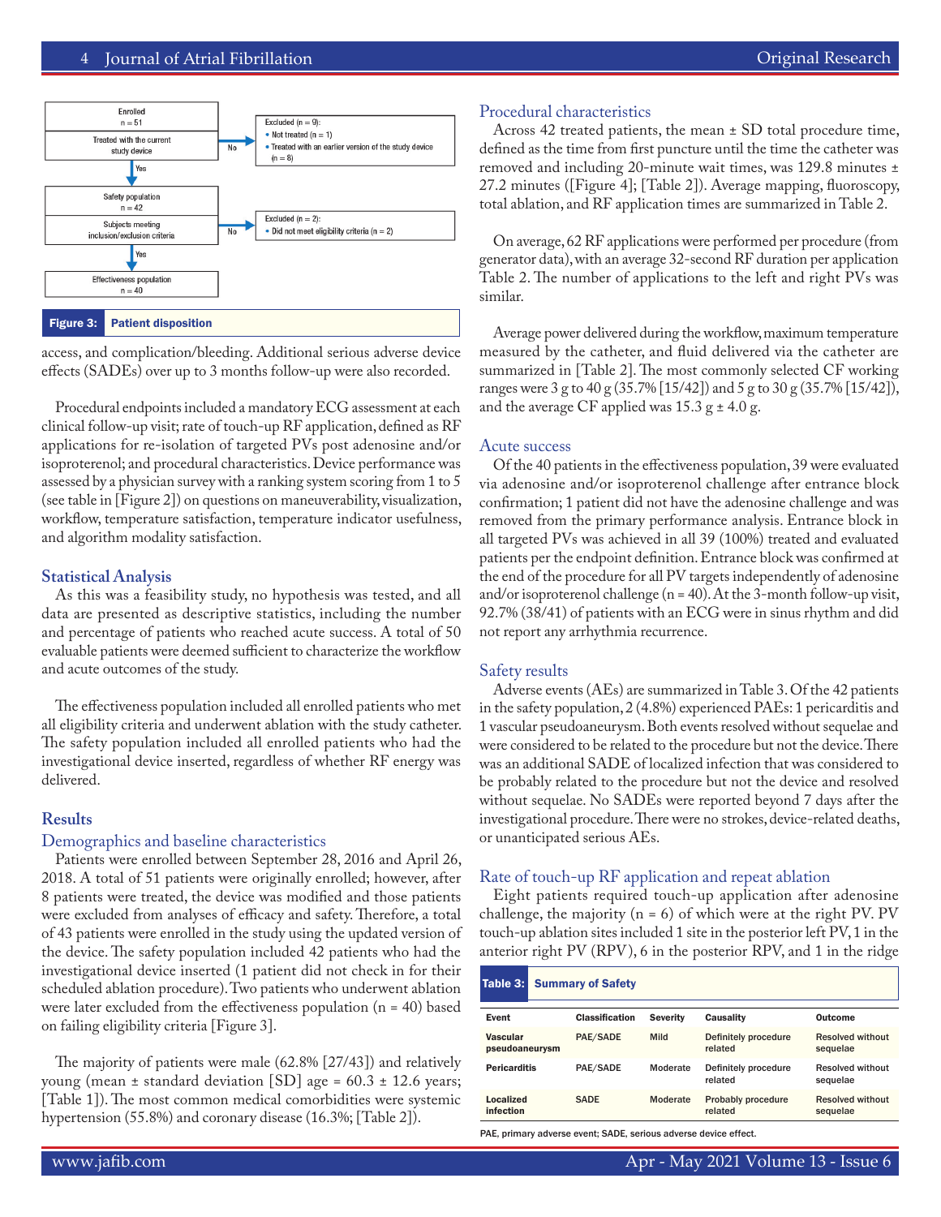Enrolled
n = 51

Treated with the current study device

No → Excluded (n = 9):
- Not treated (n = 1)
- Treated with an earlier version of the study device (n = 8)

Yes

Safety population
n = 42

Subjects meeting inclusion/exclusion criteria

No → Excluded (n = 2):
- Did not meet eligibility criteria (n = 2)

Yes

Effectiveness population
n = 40

**Figure 3: Patient disposition**

access, and complication/bleeding. Additional serious adverse device effects (SADEs) over up to 3 months follow-up were also recorded.

Procedural endpoints included a mandatory ECG assessment at each clinical follow-up visit; rate of touch-up RF application, defined as RF applications for re-isolation of targeted PVs post adenosine and/or isoproterenol; and procedural characteristics. Device performance was assessed by a physician survey with a ranking system scoring from 1 to 5 (see table in [Figure 2]) on questions on maneuverability, visualization, workflow, temperature satisfaction, temperature indicator usefulness, and algorithm modality satisfaction.

## Statistical Analysis

As this was a feasibility study, no hypothesis was tested, and all data are presented as descriptive statistics, including the number and percentage of patients who reached acute success. A total of 50 evaluable patients were deemed sufficient to characterize the workflow and acute outcomes of the study.

The effectiveness population included all enrolled patients who met all eligibility criteria and underwent ablation with the study catheter. The safety population included all enrolled patients who had the investigational device inserted, regardless of whether RF energy was delivered.

## Results

### Demographics and baseline characteristics

Patients were enrolled between September 28, 2016 and April 26, 2018. A total of 51 patients were originally enrolled; however, after 8 patients were treated, the device was modified and those patients were excluded from analyses of efficacy and safety. Therefore, a total of 43 patients were enrolled in the study using the updated version of the device. The safety population included 42 patients who had the investigational device inserted (1 patient did not check in for their scheduled ablation procedure). Two patients who underwent ablation were later excluded from the effectiveness population (n = 40) based on failing eligibility criteria [Figure 3].

The majority of patients were male (62.8% [27/43]) and relatively young (mean ± standard deviation [SD] age = 60.3 ± 12.6 years; [Table 1]). The most common medical comorbidities were systemic hypertension (55.8%) and coronary disease (16.3%; [Table 2]).

### Procedural characteristics

Across 42 treated patients, the mean ± SD total procedure time, defined as the time from first puncture until the time the catheter was removed and including 20-minute wait times, was 129.8 minutes ± 27.2 minutes ([Figure 4]; [Table 2]). Average mapping, fluoroscopy, total ablation, and RF application times are summarized in Table 2.

On average, 62 RF applications were performed per procedure (from generator data), with an average 32-second RF duration per application Table 2. The number of applications to the left and right PVs was similar.

Average power delivered during the workflow, maximum temperature measured by the catheter, and fluid delivered via the catheter are summarized in [Table 2]. The most commonly selected CF working ranges were 3 g to 40 g (35.7% [15/42]) and 5 g to 30 g (35.7% [15/42]), and the average CF applied was 15.3 g ± 4.0 g.

### Acute success

Of the 40 patients in the effectiveness population, 39 were evaluated via adenosine and/or isoproterenol challenge after entrance block confirmation; 1 patient did not have the adenosine challenge and was removed from the primary performance analysis. Entrance block in all targeted PVs was achieved in all 39 (100%) treated and evaluated patients per the endpoint definition. Entrance block was confirmed at the end of the procedure for all PV targets independently of adenosine and/or isoproterenol challenge (n = 40). At the 3-month follow-up visit, 92.7% (38/41) of patients with an ECG were in sinus rhythm and did not report any arrhythmia recurrence.

### Safety results

Adverse events (AEs) are summarized in Table 3. Of the 42 patients in the safety population, 2 (4.8%) experienced PAEs: 1 pericarditis and 1 vascular pseudoaneurysm. Both events resolved without sequelae and were considered to be related to the procedure but not the device. There was an additional SADE of localized infection that was considered to be probably related to the procedure but not the device and resolved without sequelae. No SADEs were reported beyond 7 days after the investigational procedure. There were no strokes, device-related deaths, or unanticipated serious AEs.

### Rate of touch-up RF application and repeat ablation

Eight patients required touch-up application after adenosine challenge, the majority (n = 6) of which were at the right PV. PV touch-up ablation sites included 1 site in the posterior left PV, 1 in the anterior right PV (RPV), 6 in the posterior RPV, and 1 in the ridge

**Table 3: Summary of Safety**

| Event | Classification | Severity | Causality | Outcome |
|---|---|---|---|---|
| Vascular pseudoaneurysm | PAE/SADE | Mild | Definitely procedure related | Resolved without sequelae |
| Pericarditis | PAE/SADE | Moderate | Definitely procedure related | Resolved without sequelae |
| Localized infection | SADE | Moderate | Probably procedure related | Resolved without sequelae |

PAE, primary adverse event; SADE, serious adverse device effect.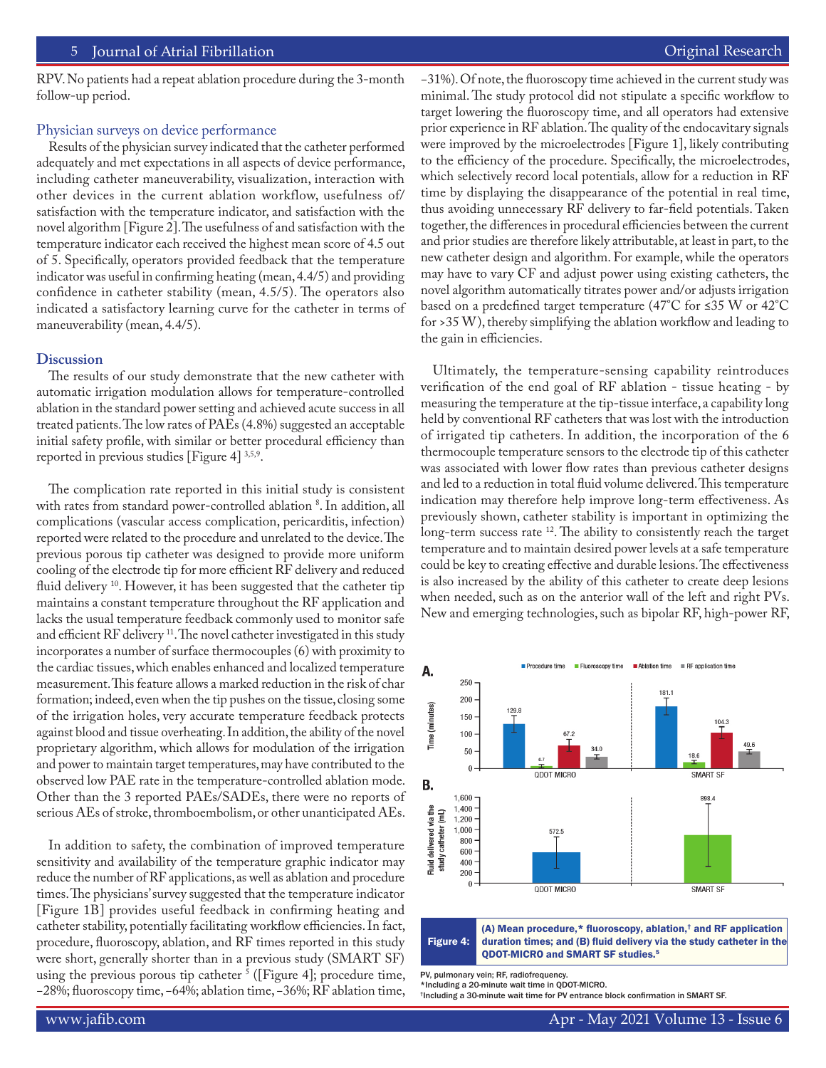RPV. No patients had a repeat ablation procedure during the 3-month follow-up period.

### Physician surveys on device performance

Results of the physician survey indicated that the catheter performed adequately and met expectations in all aspects of device performance, including catheter maneuverability, visualization, interaction with other devices in the current ablation workflow, usefulness of/satisfaction with the temperature indicator, and satisfaction with the novel algorithm [Figure 2]. The usefulness of and satisfaction with the temperature indicator each received the highest mean score of 4.5 out of 5. Specifically, operators provided feedback that the temperature indicator was useful in confirming heating (mean, 4.4/5) and providing confidence in catheter stability (mean, 4.5/5). The operators also indicated a satisfactory learning curve for the catheter in terms of maneuverability (mean, 4.4/5).

## Discussion

The results of our study demonstrate that the new catheter with automatic irrigation modulation allows for temperature-controlled ablation in the standard power setting and achieved acute success in all treated patients. The low rates of PAEs (4.8%) suggested an acceptable initial safety profile, with similar or better procedural efficiency than reported in previous studies [Figure 4] [3,5,9].

The complication rate reported in this initial study is consistent with rates from standard power-controlled ablation [8]. In addition, all complications (vascular access complication, pericarditis, infection) reported were related to the procedure and unrelated to the device. The previous porous tip catheter was designed to provide more uniform cooling of the electrode tip for more efficient RF delivery and reduced fluid delivery [10]. However, it has been suggested that the catheter tip maintains a constant temperature throughout the RF application and lacks the usual temperature feedback commonly used to monitor safe and efficient RF delivery [11]. The novel catheter investigated in this study incorporates a number of surface thermocouples (6) with proximity to the cardiac tissues, which enables enhanced and localized temperature measurement. This feature allows a marked reduction in the risk of char formation; indeed, even when the tip pushes on the tissue, closing some of the irrigation holes, very accurate temperature feedback protects against blood and tissue overheating. In addition, the ability of the novel proprietary algorithm, which allows for modulation of the irrigation and power to maintain target temperatures, may have contributed to the observed low PAE rate in the temperature-controlled ablation mode. Other than the 3 reported PAEs/SADEs, there were no reports of serious AEs of stroke, thromboembolism, or other unanticipated AEs.

In addition to safety, the combination of improved temperature sensitivity and availability of the temperature graphic indicator may reduce the number of RF applications, as well as ablation and procedure times. The physicians' survey suggested that the temperature indicator [Figure 1B] provides useful feedback in confirming heating and catheter stability, potentially facilitating workflow efficiencies. In fact, procedure, fluoroscopy, ablation, and RF times reported in this study were short, generally shorter than in a previous study (SMART SF) using the previous porous tip catheter [5] ([Figure 4]; procedure time, −28%; fluoroscopy time, −64%; ablation time, −36%; RF ablation time, −31%). Of note, the fluoroscopy time achieved in the current study was minimal. The study protocol did not stipulate a specific workflow to target lowering the fluoroscopy time, and all operators had extensive prior experience in RF ablation. The quality of the endocavitary signals were improved by the microelectrodes [Figure 1], likely contributing to the efficiency of the procedure. Specifically, the microelectrodes, which selectively record local potentials, allow for a reduction in RF time by displaying the disappearance of the potential in real time, thus avoiding unnecessary RF delivery to far-field potentials. Taken together, the differences in procedural efficiencies between the current and prior studies are therefore likely attributable, at least in part, to the new catheter design and algorithm. For example, while the operators may have to vary CF and adjust power using existing catheters, the novel algorithm automatically titrates power and/or adjusts irrigation based on a predefined target temperature (47°C for ≤35 W or 42°C for >35 W), thereby simplifying the ablation workflow and leading to the gain in efficiencies.

Ultimately, the temperature-sensing capability reintroduces verification of the end goal of RF ablation - tissue heating - by measuring the temperature at the tip-tissue interface, a capability long held by conventional RF catheters that was lost with the introduction of irrigated tip catheters. In addition, the incorporation of the 6 thermocouple temperature sensors to the electrode tip of this catheter was associated with lower flow rates than previous catheter designs and led to a reduction in total fluid volume delivered. This temperature indication may therefore help improve long-term effectiveness. As previously shown, catheter stability is important in optimizing the long-term success rate [12]. The ability to consistently reach the target temperature and to maintain desired power levels at a safe temperature could be key to creating effective and durable lesions. The effectiveness is also increased by the ability of this catheter to create deep lesions when needed, such as on the anterior wall of the left and right PVs. New and emerging technologies, such as bipolar RF, high-power RF,

**Figure 4:** (A) Mean procedure,* fluoroscopy, ablation,† and RF application duration times; and (B) fluid delivery via the study catheter in the QDOT-MICRO and SMART SF studies.[5]

PV, pulmonary vein; RF, radiofrequency.
*Including a 20-minute wait time in QDOT-MICRO.
†Including a 30-minute wait time for PV entrance block confirmation in SMART SF.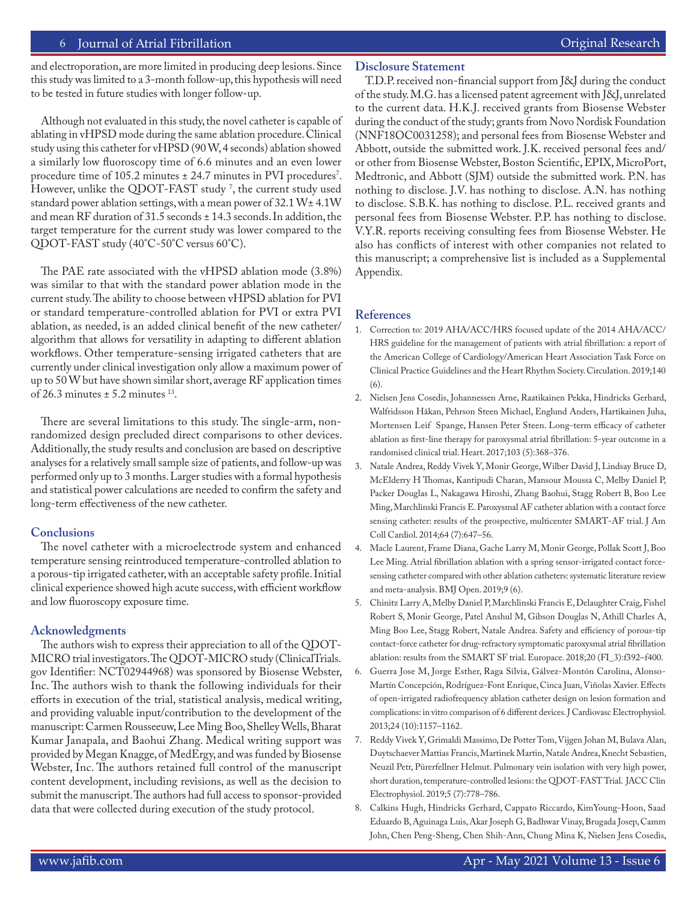and electroporation, are more limited in producing deep lesions. Since this study was limited to a 3-month follow-up, this hypothesis will need to be tested in future studies with longer follow-up.

Although not evaluated in this study, the novel catheter is capable of ablating in vHPSD mode during the same ablation procedure. Clinical study using this catheter for vHPSD (90 W, 4 seconds) ablation showed a similarly low fluoroscopy time of 6.6 minutes and an even lower procedure time of 105.2 minutes ± 24.7 minutes in PVI procedures[7]. However, unlike the QDOT-FAST study [7], the current study used standard power ablation settings, with a mean power of 32.1 W± 4.1W and mean RF duration of 31.5 seconds ± 14.3 seconds. In addition, the target temperature for the current study was lower compared to the QDOT-FAST study (40°C-50°C versus 60°C).

The PAE rate associated with the vHPSD ablation mode (3.8%) was similar to that with the standard power ablation mode in the current study. The ability to choose between vHPSD ablation for PVI or standard temperature-controlled ablation for PVI or extra PVI ablation, as needed, is an added clinical benefit of the new catheter/algorithm that allows for versatility in adapting to different ablation workflows. Other temperature-sensing irrigated catheters that are currently under clinical investigation only allow a maximum power of up to 50 W but have shown similar short, average RF application times of 26.3 minutes ± 5.2 minutes [13].

There are several limitations to this study. The single-arm, non-randomized design precluded direct comparisons to other devices. Additionally, the study results and conclusion are based on descriptive analyses for a relatively small sample size of patients, and follow-up was performed only up to 3 months. Larger studies with a formal hypothesis and statistical power calculations are needed to confirm the safety and long-term effectiveness of the new catheter.

## Conclusions

The novel catheter with a microelectrode system and enhanced temperature sensing reintroduced temperature-controlled ablation to a porous-tip irrigated catheter, with an acceptable safety profile. Initial clinical experience showed high acute success, with efficient workflow and low fluoroscopy exposure time.

## Acknowledgments

The authors wish to express their appreciation to all of the QDOT-MICRO trial investigators. The QDOT-MICRO study (ClinicalTrials.gov Identifier: NCT02944968) was sponsored by Biosense Webster, Inc. The authors wish to thank the following individuals for their efforts in execution of the trial, statistical analysis, medical writing, and providing valuable input/contribution to the development of the manuscript: Carmen Rousseeuw, Lee Ming Boo, Shelley Wells, Bharat Kumar Janapala, and Baohui Zhang. Medical writing support was provided by Megan Knagge, of MedErgy, and was funded by Biosense Webster, Inc. The authors retained full control of the manuscript content development, including revisions, as well as the decision to submit the manuscript. The authors had full access to sponsor-provided data that were collected during execution of the study protocol.

## Disclosure Statement

T.D.P. received non-financial support from J&J during the conduct of the study. M.G. has a licensed patent agreement with J&J, unrelated to the current data. H.K.J. received grants from Biosense Webster during the conduct of the study; grants from Novo Nordisk Foundation (NNF18OC0031258); and personal fees from Biosense Webster and Abbott, outside the submitted work. J.K. received personal fees and/or other from Biosense Webster, Boston Scientific, EPIX, MicroPort, Medtronic, and Abbott (SJM) outside the submitted work. P.N. has nothing to disclose. J.V. has nothing to disclose. A.N. has nothing to disclose. S.B.K. has nothing to disclose. P.L. received grants and personal fees from Biosense Webster. P.P. has nothing to disclose. V.Y.R. reports receiving consulting fees from Biosense Webster. He also has conflicts of interest with other companies not related to this manuscript; a comprehensive list is included as a Supplemental Appendix.

## References

1. Correction to: 2019 AHA/ACC/HRS focused update of the 2014 AHA/ACC/HRS guideline for the management of patients with atrial fibrillation: a report of the American College of Cardiology/American Heart Association Task Force on Clinical Practice Guidelines and the Heart Rhythm Society. Circulation. 2019;140 (6).
2. Nielsen Jens Cosedis, Johannessen Arne, Raatikainen Pekka, Hindricks Gerhard, Walfridsson Håkan, Pehrson Steen Michael, Englund Anders, Hartikainen Juha, Mortensen Leif Spange, Hansen Peter Steen. Long-term efficacy of catheter ablation as first-line therapy for paroxysmal atrial fibrillation: 5-year outcome in a randomised clinical trial. Heart. 2017;103 (5):368–376.
3. Natale Andrea, Reddy Vivek Y, Monir George, Wilber David J, Lindsay Bruce D, McElderry H Thomas, Kantipudi Charan, Mansour Moussa C, Melby Daniel P, Packer Douglas L, Nakagawa Hiroshi, Zhang Baohui, Stagg Robert B, Boo Lee Ming, Marchlinski Francis E. Paroxysmal AF catheter ablation with a contact force sensing catheter: results of the prospective, multicenter SMART-AF trial. J Am Coll Cardiol. 2014;64 (7):647–56.
4. Macle Laurent, Frame Diana, Gache Larry M, Monir George, Pollak Scott J, Boo Lee Ming. Atrial fibrillation ablation with a spring sensor-irrigated contact force-sensing catheter compared with other ablation catheters: systematic literature review and meta-analysis. BMJ Open. 2019;9 (6).
5. Chinitz Larry A, Melby Daniel P, Marchlinski Francis E, Delaughter Craig, Fishel Robert S, Monir George, Patel Anshul M, Gibson Douglas N, Athill Charles A, Ming Boo Lee, Stagg Robert, Natale Andrea. Safety and efficiency of porous-tip contact-force catheter for drug-refractory symptomatic paroxysmal atrial fibrillation ablation: results from the SMART SF trial. Europace. 2018;20 (FI_3):f392–f400.
6. Guerra Jose M, Jorge Esther, Raga Silvia, Gálvez-Montón Carolina, Alonso-Martín Concepción, Rodríguez-Font Enrique, Cinca Juan, Viñolas Xavier. Effects of open-irrigated radiofrequency ablation catheter design on lesion formation and complications: in vitro comparison of 6 different devices. J Cardiovasc Electrophysiol. 2013;24 (10):1157–1162.
7. Reddy Vivek Y, Grimaldi Massimo, De Potter Tom, Vijgen Johan M, Bulava Alan, Duytschaever Mattias Francis, Martinek Martin, Natale Andrea, Knecht Sebastien, Neuzil Petr, Pürerfellner Helmut. Pulmonary vein isolation with very high power, short duration, temperature-controlled lesions: the QDOT-FAST Trial. JACC Clin Electrophysiol. 2019;5 (7):778–786.
8. Calkins Hugh, Hindricks Gerhard, Cappato Riccardo, KimYoung-Hoon, Saad Eduardo B, Aguinaga Luis, Akar Joseph G, Badhwar Vinay, Brugada Josep, Camm John, Chen Peng-Sheng, Chen Shih-Ann, Chung Mina K, Nielsen Jens Cosedis,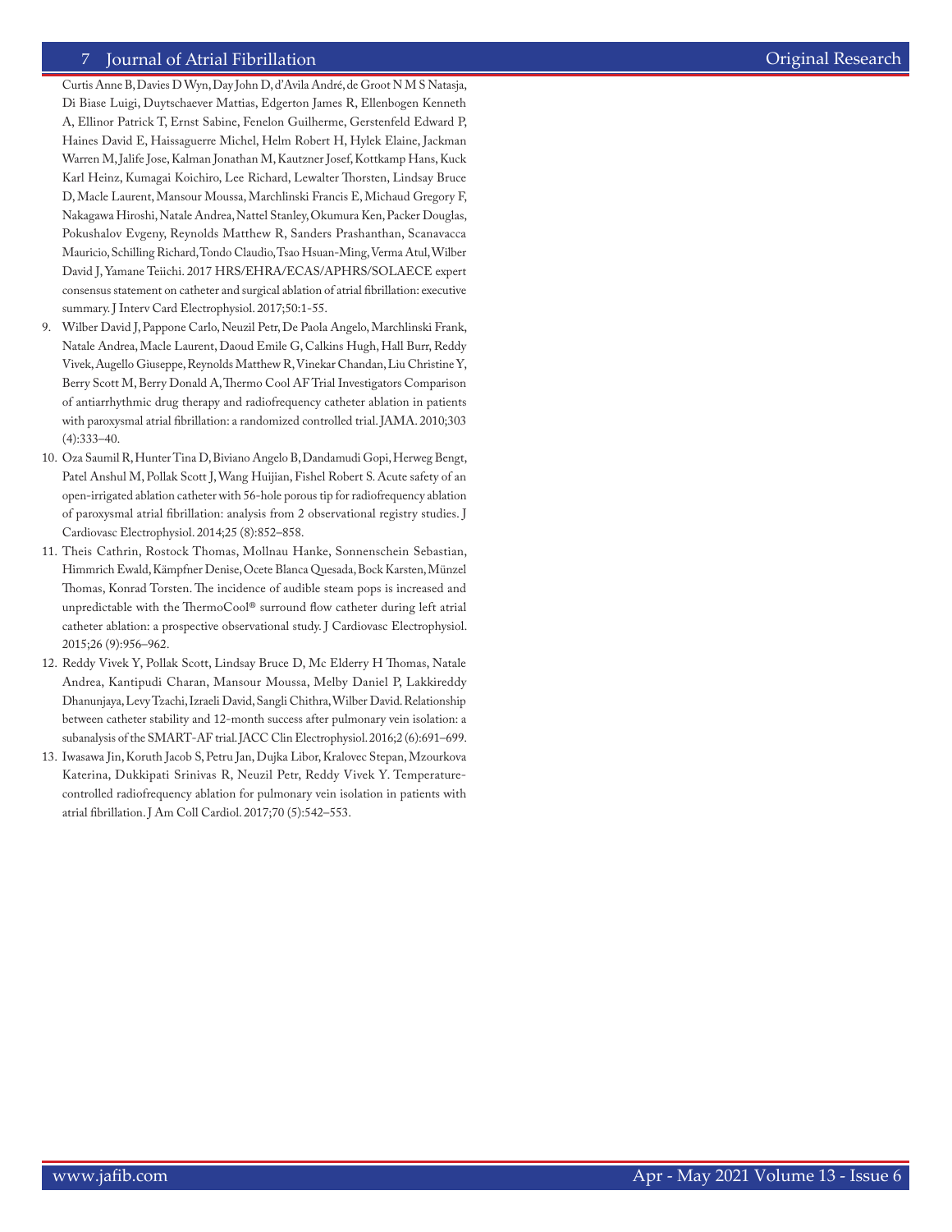Curtis Anne B, Davies D Wyn, Day John D, d'Avila André, de Groot N M S Natasja, Di Biase Luigi, Duytschaever Mattias, Edgerton James R, Ellenbogen Kenneth A, Ellinor Patrick T, Ernst Sabine, Fenelon Guilherme, Gerstenfeld Edward P, Haines David E, Haissaguerre Michel, Helm Robert H, Hylek Elaine, Jackman Warren M, Jalife Jose, Kalman Jonathan M, Kautzner Josef, Kottkamp Hans, Kuck Karl Heinz, Kumagai Koichiro, Lee Richard, Lewalter Thorsten, Lindsay Bruce D, Macle Laurent, Mansour Moussa, Marchlinski Francis E, Michaud Gregory F, Nakagawa Hiroshi, Natale Andrea, Nattel Stanley, Okumura Ken, Packer Douglas, Pokushalov Evgeny, Reynolds Matthew R, Sanders Prashanthan, Scanavacca Mauricio, Schilling Richard, Tondo Claudio, Tsao Hsuan-Ming, Verma Atul, Wilber David J, Yamane Teiichi. 2017 HRS/EHRA/ECAS/APHRS/SOLAECE expert consensus statement on catheter and surgical ablation of atrial fibrillation: executive summary. J Interv Card Electrophysiol. 2017;50:1-55.

9. Wilber David J, Pappone Carlo, Neuzil Petr, De Paola Angelo, Marchlinski Frank, Natale Andrea, Macle Laurent, Daoud Emile G, Calkins Hugh, Hall Burr, Reddy Vivek, Augello Giuseppe, Reynolds Matthew R, Vinekar Chandan, Liu Christine Y, Berry Scott M, Berry Donald A, Thermo Cool AF Trial Investigators Comparison of antiarrhythmic drug therapy and radiofrequency catheter ablation in patients with paroxysmal atrial fibrillation: a randomized controlled trial. JAMA. 2010;303 (4):333–40.
10. Oza Saumil R, Hunter Tina D, Biviano Angelo B, Dandamudi Gopi, Herweg Bengt, Patel Anshul M, Pollak Scott J, Wang Huijian, Fishel Robert S. Acute safety of an open-irrigated ablation catheter with 56-hole porous tip for radiofrequency ablation of paroxysmal atrial fibrillation: analysis from 2 observational registry studies. J Cardiovasc Electrophysiol. 2014;25 (8):852–858.
11. Theis Cathrin, Rostock Thomas, Mollnau Hanke, Sonnenschein Sebastian, Himmrich Ewald, Kämpfner Denise, Ocete Blanca Quesada, Bock Karsten, Münzel Thomas, Konrad Torsten. The incidence of audible steam pops is increased and unpredictable with the ThermoCool® surround flow catheter during left atrial catheter ablation: a prospective observational study. J Cardiovasc Electrophysiol. 2015;26 (9):956–962.
12. Reddy Vivek Y, Pollak Scott, Lindsay Bruce D, Mc Elderry H Thomas, Natale Andrea, Kantipudi Charan, Mansour Moussa, Melby Daniel P, Lakkireddy Dhanunjaya, Levy Tzachi, Izraeli David, Sangli Chithra, Wilber David. Relationship between catheter stability and 12-month success after pulmonary vein isolation: a subanalysis of the SMART-AF trial. JACC Clin Electrophysiol. 2016;2 (6):691–699.
13. Iwasawa Jin, Koruth Jacob S, Petru Jan, Dujka Libor, Kralovec Stepan, Mzourkova Katerina, Dukkipati Srinivas R, Neuzil Petr, Reddy Vivek Y. Temperature-controlled radiofrequency ablation for pulmonary vein isolation in patients with atrial fibrillation. J Am Coll Cardiol. 2017;70 (5):542–553.